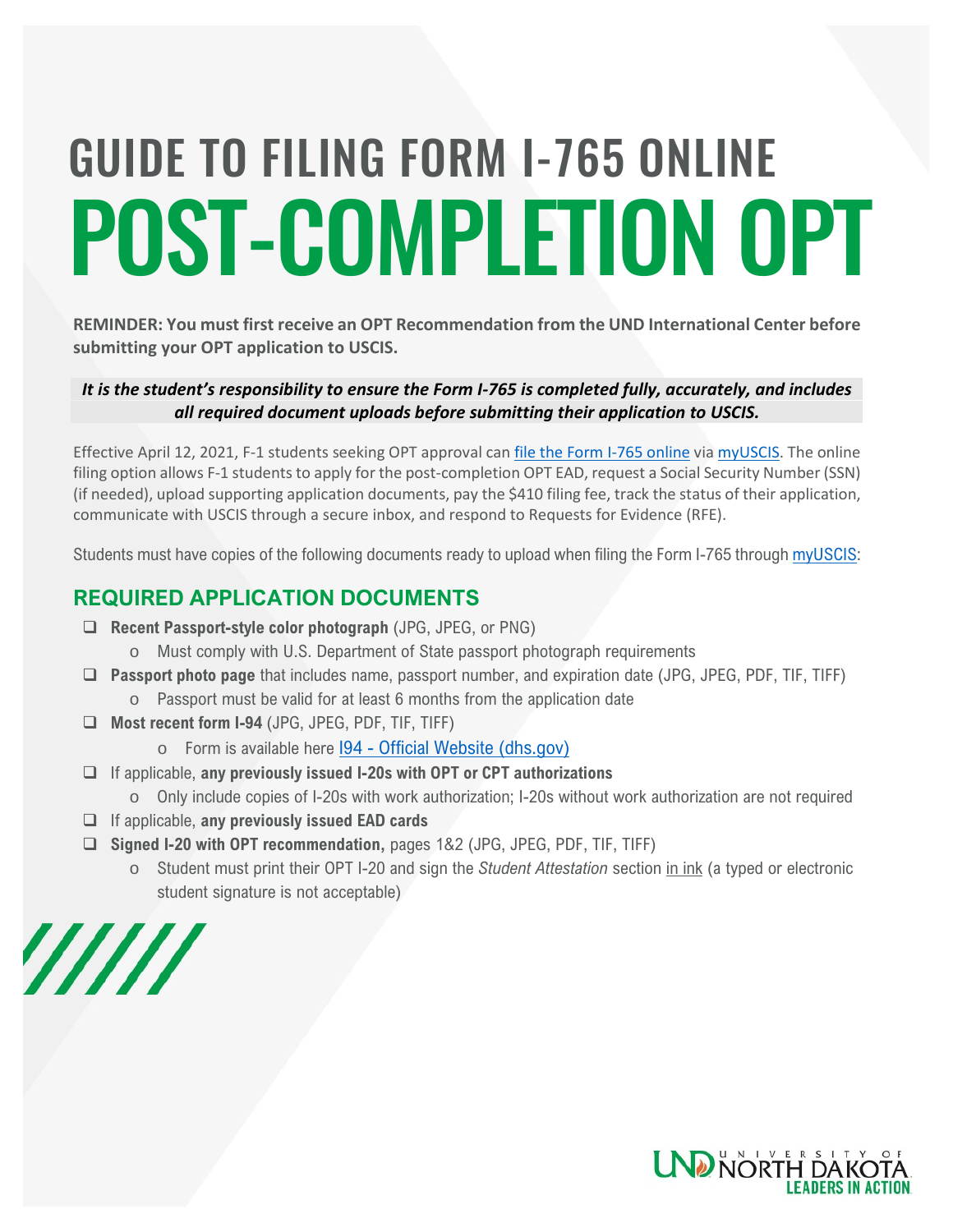# GUIDE TO FILING FORM I-765 ONLINE

# POST-COMPLETION OPT

**REMINDER: You must first receive an OPT Recommendation from the UND International Center before submitting your OPT application to USCIS.**

***It is the student's responsibility to ensure the Form I-765 is completed fully, accurately, and includes all required document uploads before submitting their application to USCIS.***

Effective April 12, 2021, F-1 students seeking OPT approval can file the Form I-765 online via myUSCIS. The online filing option allows F-1 students to apply for the post-completion OPT EAD, request a Social Security Number (SSN) (if needed), upload supporting application documents, pay the $410 filing fee, track the status of their application, communicate with USCIS through a secure inbox, and respond to Requests for Evidence (RFE).

Students must have copies of the following documents ready to upload when filing the Form I-765 through myUSCIS:

## REQUIRED APPLICATION DOCUMENTS

- ❑ **Recent Passport-style color photograph** (JPG, JPEG, or PNG)
  - o Must comply with U.S. Department of State passport photograph requirements
- ❑ **Passport photo page** that includes name, passport number, and expiration date (JPG, JPEG, PDF, TIF, TIFF)
  - o Passport must be valid for at least 6 months from the application date
- ❑ **Most recent form I-94** (JPG, JPEG, PDF, TIF, TIFF)
  - o Form is available here I94 - Official Website (dhs.gov)
- ❑ If applicable, **any previously issued I-20s with OPT or CPT authorizations**
  - o Only include copies of I-20s with work authorization; I-20s without work authorization are not required
- ❑ If applicable, **any previously issued EAD cards**
- ❑ **Signed I-20 with OPT recommendation,** pages 1&2 (JPG, JPEG, PDF, TIF, TIFF)
  - o Student must print their OPT I-20 and sign the *Student Attestation* section in ink (a typed or electronic student signature is not acceptable)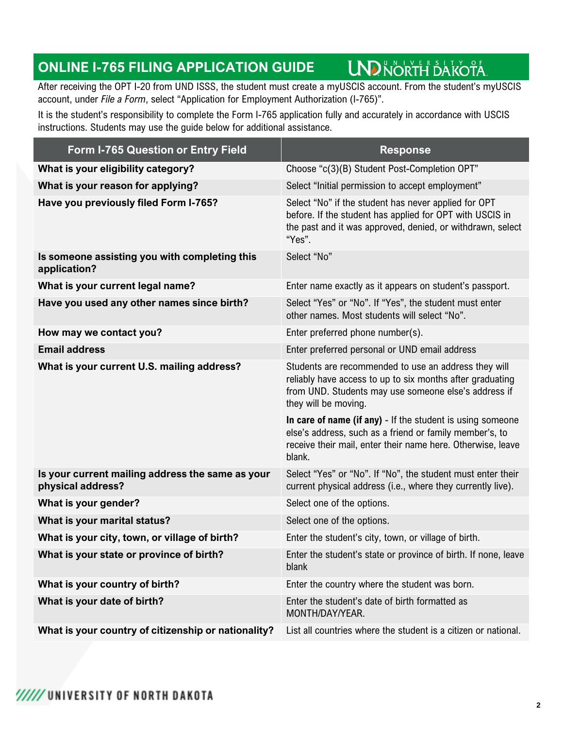# ONLINE I-765 FILING APPLICATION GUIDE

After receiving the OPT I-20 from UND ISSS, the student must create a myUSCIS account. From the student's myUSCIS account, under *File a Form*, select "Application for Employment Authorization (I-765)".

It is the student's responsibility to complete the Form I-765 application fully and accurately in accordance with USCIS instructions. Students may use the guide below for additional assistance.

| Form I-765 Question or Entry Field | Response |
| --- | --- |
| **What is your eligibility category?** | Choose "c(3)(B) Student Post-Completion OPT" |
| **What is your reason for applying?** | Select "Initial permission to accept employment" |
| **Have you previously filed Form I-765?** | Select "No" if the student has never applied for OPT before. If the student has applied for OPT with USCIS in the past and it was approved, denied, or withdrawn, select "Yes". |
| **Is someone assisting you with completing this application?** | Select "No" |
| **What is your current legal name?** | Enter name exactly as it appears on student's passport. |
| **Have you used any other names since birth?** | Select "Yes" or "No". If "Yes", the student must enter other names. Most students will select "No". |
| **How may we contact you?** | Enter preferred phone number(s). |
| **Email address** | Enter preferred personal or UND email address |
| **What is your current U.S. mailing address?** | Students are recommended to use an address they will reliably have access to up to six months after graduating from UND. Students may use someone else's address if they will be moving.<br><br>**In care of name (if any)** - If the student is using someone else's address, such as a friend or family member's, to receive their mail, enter their name here. Otherwise, leave blank. |
| **Is your current mailing address the same as your physical address?** | Select "Yes" or "No". If "No", the student must enter their current physical address (i.e., where they currently live). |
| **What is your gender?** | Select one of the options. |
| **What is your marital status?** | Select one of the options. |
| **What is your city, town, or village of birth?** | Enter the student's city, town, or village of birth. |
| **What is your state or province of birth?** | Enter the student's state or province of birth. If none, leave blank |
| **What is your country of birth?** | Enter the country where the student was born. |
| **What is your date of birth?** | Enter the student's date of birth formatted as MONTH/DAY/YEAR. |
| **What is your country of citizenship or nationality?** | List all countries where the student is a citizen or national. |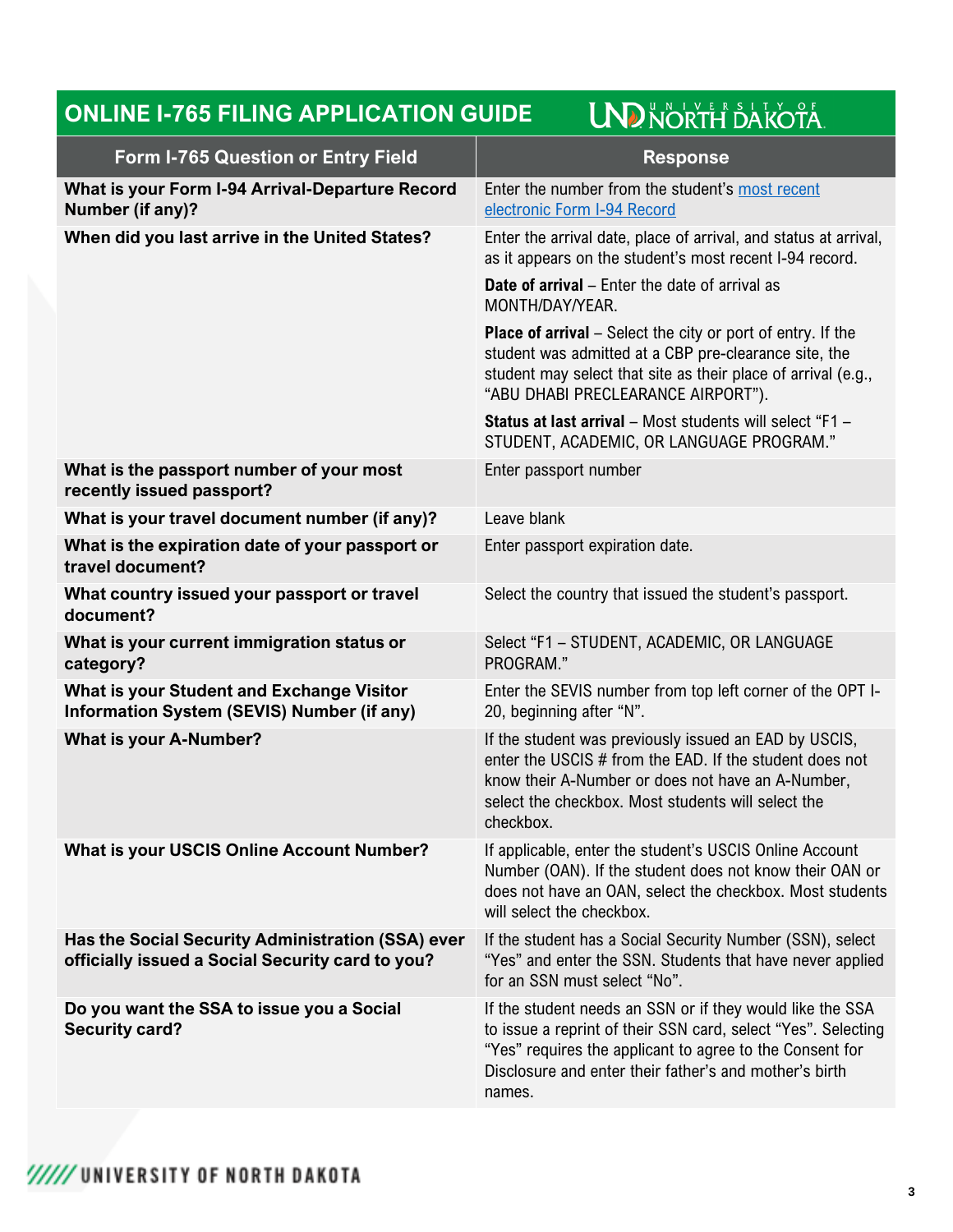# ONLINE I-765 FILING APPLICATION GUIDE

| Form I-765 Question or Entry Field | Response |
|---|---|
| **What is your Form I-94 Arrival-Departure Record Number (if any)?** | Enter the number from the student's most recent electronic Form I-94 Record |
| **When did you last arrive in the United States?** | Enter the arrival date, place of arrival, and status at arrival, as it appears on the student's most recent I-94 record.<br><br>**Date of arrival** – Enter the date of arrival as MONTH/DAY/YEAR.<br><br>**Place of arrival** – Select the city or port of entry. If the student was admitted at a CBP pre-clearance site, the student may select that site as their place of arrival (e.g., "ABU DHABI PRECLEARANCE AIRPORT").<br><br>**Status at last arrival** – Most students will select "F1 – STUDENT, ACADEMIC, OR LANGUAGE PROGRAM." |
| **What is the passport number of your most recently issued passport?** | Enter passport number |
| **What is your travel document number (if any)?** | Leave blank |
| **What is the expiration date of your passport or travel document?** | Enter passport expiration date. |
| **What country issued your passport or travel document?** | Select the country that issued the student's passport. |
| **What is your current immigration status or category?** | Select "F1 – STUDENT, ACADEMIC, OR LANGUAGE PROGRAM." |
| **What is your Student and Exchange Visitor Information System (SEVIS) Number (if any)** | Enter the SEVIS number from top left corner of the OPT I-20, beginning after "N". |
| **What is your A-Number?** | If the student was previously issued an EAD by USCIS, enter the USCIS # from the EAD. If the student does not know their A-Number or does not have an A-Number, select the checkbox. Most students will select the checkbox. |
| **What is your USCIS Online Account Number?** | If applicable, enter the student's USCIS Online Account Number (OAN). If the student does not know their OAN or does not have an OAN, select the checkbox. Most students will select the checkbox. |
| **Has the Social Security Administration (SSA) ever officially issued a Social Security card to you?** | If the student has a Social Security Number (SSN), select "Yes" and enter the SSN. Students that have never applied for an SSN must select "No". |
| **Do you want the SSA to issue you a Social Security card?** | If the student needs an SSN or if they would like the SSA to issue a reprint of their SSN card, select "Yes". Selecting "Yes" requires the applicant to agree to the Consent for Disclosure and enter their father's and mother's birth names. |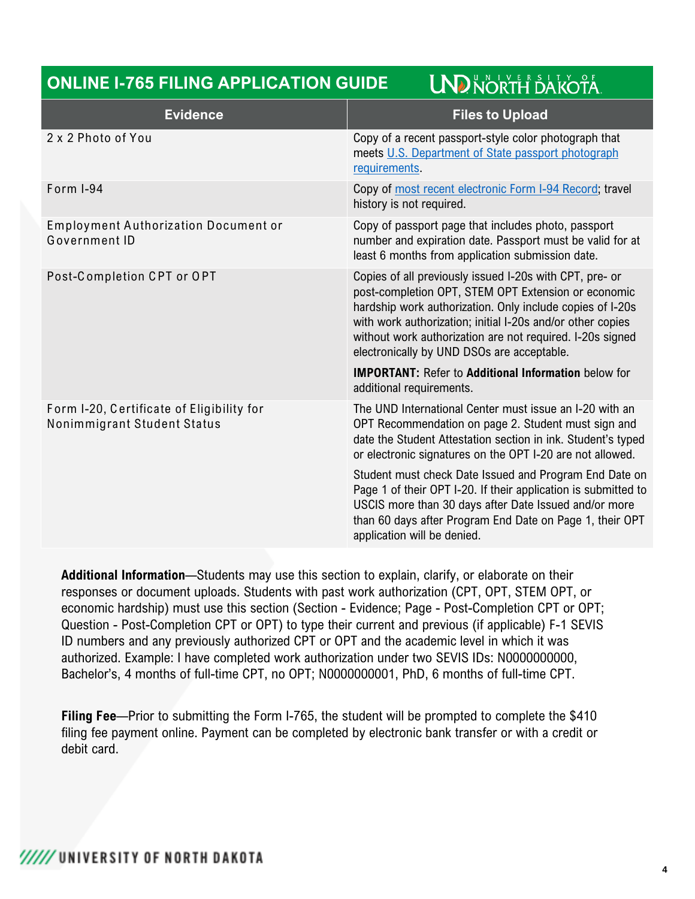| Evidence | Files to Upload |
|---|---|
| 2 x 2 Photo of You | Copy of a recent passport-style color photograph that meets U.S. Department of State passport photograph requirements. |
| Form I-94 | Copy of most recent electronic Form I-94 Record; travel history is not required. |
| Employment Authorization Document or Government ID | Copy of passport page that includes photo, passport number and expiration date. Passport must be valid for at least 6 months from application submission date. |
| Post-Completion CPT or OPT | Copies of all previously issued I-20s with CPT, pre- or post-completion OPT, STEM OPT Extension or economic hardship work authorization. Only include copies of I-20s with work authorization; initial I-20s and/or other copies without work authorization are not required. I-20s signed electronically by UND DSOs are acceptable.<br><br>**IMPORTANT:** Refer to **Additional Information** below for additional requirements. |
| Form I-20, Certificate of Eligibility for Nonimmigrant Student Status | The UND International Center must issue an I-20 with an OPT Recommendation on page 2. Student must sign and date the Student Attestation section in ink. Student's typed or electronic signatures on the OPT I-20 are not allowed.<br><br>Student must check Date Issued and Program End Date on Page 1 of their OPT I-20. If their application is submitted to USCIS more than 30 days after Date Issued and/or more than 60 days after Program End Date on Page 1, their OPT application will be denied. |

**Additional Information**—Students may use this section to explain, clarify, or elaborate on their responses or document uploads. Students with past work authorization (CPT, OPT, STEM OPT, or economic hardship) must use this section (Section - Evidence; Page - Post-Completion CPT or OPT; Question - Post-Completion CPT or OPT) to type their current and previous (if applicable) F-1 SEVIS ID numbers and any previously authorized CPT or OPT and the academic level in which it was authorized. Example: I have completed work authorization under two SEVIS IDs: N0000000000, Bachelor's, 4 months of full-time CPT, no OPT; N0000000001, PhD, 6 months of full-time CPT.

**Filing Fee**—Prior to submitting the Form I-765, the student will be prompted to complete the $410 filing fee payment online. Payment can be completed by electronic bank transfer or with a credit or debit card.